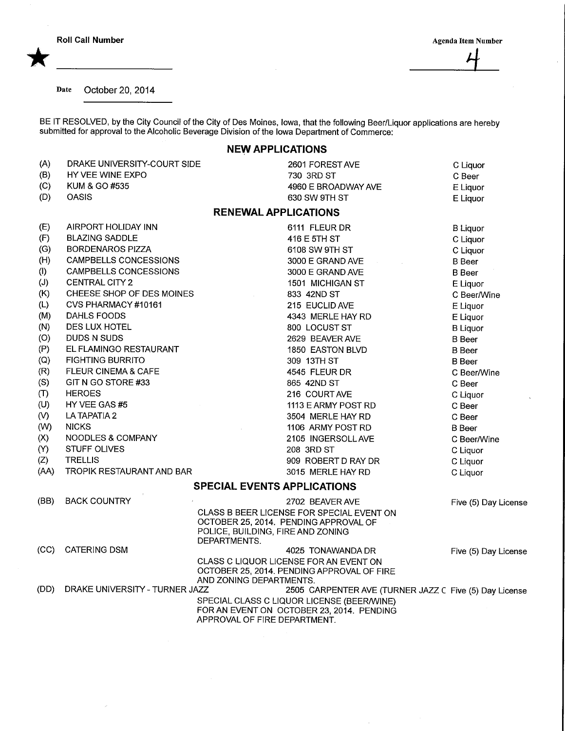**Roll Call Number** ★ ____________

**Agenda Item Number** 4

**Date** October 20, 2014

BE IT RESOLVED, by the City Council of the City of Des Moines, Iowa, that the following Beer/Liquor applications are hereby submitted for approval to the Alcoholic Beverage Division of the Iowa Department of Commerce:

## NEW APPLICATIONS

| | | | |
|---|---|---|---|
| (A) | DRAKE UNIVERSITY-COURT SIDE | 2601 FOREST AVE | C Liquor |
| (B) | HY VEE WINE EXPO | 730 3RD ST | C Beer |
| (C) | KUM & GO #535 | 4960 E BROADWAY AVE | E Liquor |
| (D) | OASIS | 630 SW 9TH ST | E Liquor |

## RENEWAL APPLICATIONS

| | | | |
|---|---|---|---|
| (E) | AIRPORT HOLIDAY INN | 6111 FLEUR DR | B Liquor |
| (F) | BLAZING SADDLE | 416 E 5TH ST | C Liquor |
| (G) | BORDENAROS PIZZA | 6108 SW 9TH ST | C Liquor |
| (H) | CAMPBELLS CONCESSIONS | 3000 E GRAND AVE | B Beer |
| (I) | CAMPBELLS CONCESSIONS | 3000 E GRAND AVE | B Beer |
| (J) | CENTRAL CITY 2 | 1501 MICHIGAN ST | E Liquor |
| (K) | CHEESE SHOP OF DES MOINES | 833 42ND ST | C Beer/Wine |
| (L) | CVS PHARMACY #10161 | 215 EUCLID AVE | E Liquor |
| (M) | DAHLS FOODS | 4343 MERLE HAY RD | E Liquor |
| (N) | DES LUX HOTEL | 800 LOCUST ST | B Liquor |
| (O) | DUDS N SUDS | 2629 BEAVER AVE | B Beer |
| (P) | EL FLAMINGO RESTAURANT | 1850 EASTON BLVD | B Beer |
| (Q) | FIGHTING BURRITO | 309 13TH ST | B Beer |
| (R) | FLEUR CINEMA & CAFE | 4545 FLEUR DR | C Beer/Wine |
| (S) | GIT N GO STORE #33 | 865 42ND ST | C Beer |
| (T) | HEROES | 216 COURT AVE | C Liquor |
| (U) | HY VEE GAS #5 | 1113 E ARMY POST RD | C Beer |
| (V) | LA TAPATIA 2 | 3504 MERLE HAY RD | C Beer |
| (W) | NICKS | 1106 ARMY POST RD | B Beer |
| (X) | NOODLES & COMPANY | 2105 INGERSOLL AVE | C Beer/Wine |
| (Y) | STUFF OLIVES | 208 3RD ST | C Liquor |
| (Z) | TRELLIS | 909 ROBERT D RAY DR | C Liquor |
| (AA) | TROPIK RESTAURANT AND BAR | 3015 MERLE HAY RD | C Liquor |

## SPECIAL EVENTS APPLICATIONS

| | | | |
|---|---|---|---|
| (BB) | BACK COUNTRY | 2702 BEAVER AVE<br>CLASS B BEER LICENSE FOR SPECIAL EVENT ON OCTOBER 25, 2014. PENDING APPROVAL OF POLICE, BUILDING, FIRE AND ZONING DEPARTMENTS. | Five (5) Day License |
| (CC) | CATERING DSM | 4025 TONAWANDA DR<br>CLASS C LIQUOR LICENSE FOR AN EVENT ON OCTOBER 25, 2014. PENDING APPROVAL OF FIRE AND ZONING DEPARTMENTS. | Five (5) Day License |
| (DD) | DRAKE UNIVERSITY - TURNER JAZZ | 2505 CARPENTER AVE (TURNER JAZZ C<br>SPECIAL CLASS C LIQUOR LICENSE (BEER/WINE) FOR AN EVENT ON OCTOBER 23, 2014. PENDING APPROVAL OF FIRE DEPARTMENT. | Five (5) Day License |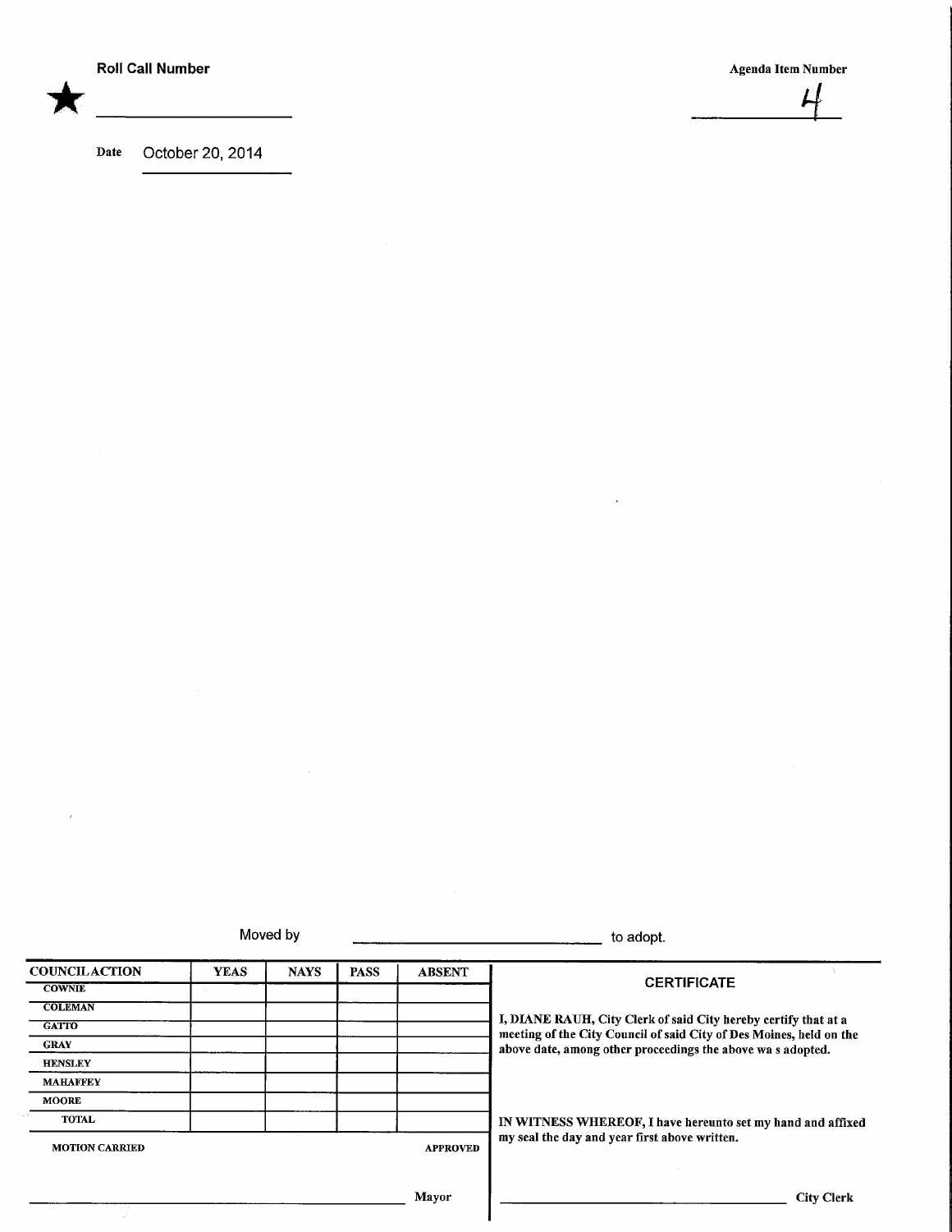★ **Roll Call Number** ________________

**Agenda Item Number** 4

**Date** October 20, 2014

Moved by ______________________________ to adopt.

| COUNCIL ACTION | YEAS | NAYS | PASS | ABSENT |
|---|---|---|---|---|
| COWNIE | | | | |
| COLEMAN | | | | |
| GATTO | | | | |
| GRAY | | | | |
| HENSLEY | | | | |
| MAHAFFEY | | | | |
| MOORE | | | | |
| TOTAL | | | | |

MOTION CARRIED APPROVED

______________________________ Mayor

**CERTIFICATE**

**I, DIANE RAUH, City Clerk of said City hereby certify that at a meeting of the City Council of said City of Des Moines, held on the above date, among other proceedings the above wa s adopted.**

**IN WITNESS WHEREOF, I have hereunto set my hand and affixed my seal the day and year first above written.**

______________________________ City Clerk